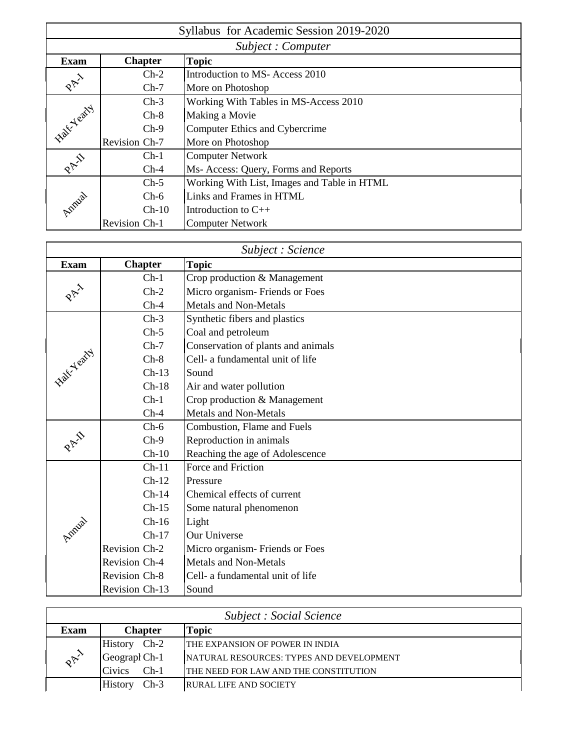# Syllabus for Academic Session 2019-2020

## *Subject : Computer*

| Exam | Chapter | Topic |
|---|---|---|
| PA-I | Ch-2 | Introduction to MS- Access 2010 |
| | Ch-7 | More on Photoshop |
| Half-Yearly | Ch-3 | Working With Tables in MS-Access 2010 |
| | Ch-8 | Making a Movie |
| | Ch-9 | Computer Ethics and Cybercrime |
| | Revision Ch-7 | More on Photoshop |
| PA-II | Ch-1 | Computer Network |
| | Ch-4 | Ms- Access: Query, Forms and Reports |
| Annual | Ch-5 | Working With List, Images and Table in HTML |
| | Ch-6 | Links and Frames in HTML |
| | Ch-10 | Introduction to C++ |
| | Revision Ch-1 | Computer Network |

## *Subject : Science*

| Exam | Chapter | Topic |
|---|---|---|
| PA-I | Ch-1 | Crop production & Management |
| | Ch-2 | Micro organism- Friends or Foes |
| | Ch-4 | Metals and Non-Metals |
| Half-Yearly | Ch-3 | Synthetic fibers and plastics |
| | Ch-5 | Coal and petroleum |
| | Ch-7 | Conservation of plants and animals |
| | Ch-8 | Cell- a fundamental unit of life |
| | Ch-13 | Sound |
| | Ch-18 | Air and water pollution |
| | Ch-1 | Crop production & Management |
| | Ch-4 | Metals and Non-Metals |
| PA-II | Ch-6 | Combustion, Flame and Fuels |
| | Ch-9 | Reproduction in animals |
| | Ch-10 | Reaching the age of Adolescence |
| Annual | Ch-11 | Force and Friction |
| | Ch-12 | Pressure |
| | Ch-14 | Chemical effects of current |
| | Ch-15 | Some natural phenomenon |
| | Ch-16 | Light |
| | Ch-17 | Our Universe |
| | Revision Ch-2 | Micro organism- Friends or Foes |
| | Revision Ch-4 | Metals and Non-Metals |
| | Revision Ch-8 | Cell- a fundamental unit of life |
| | Revision Ch-13 | Sound |

## *Subject : Social Science*

| Exam | Chapter | Topic |
|---|---|---|
| PA-I | History Ch-2 | THE EXPANSION OF POWER IN INDIA |
| | Geograph Ch-1 | NATURAL RESOURCES: TYPES AND DEVELOPMENT |
| | Civics Ch-1 | THE NEED FOR LAW AND THE CONSTITUTION |
| | History Ch-3 | RURAL LIFE AND SOCIETY |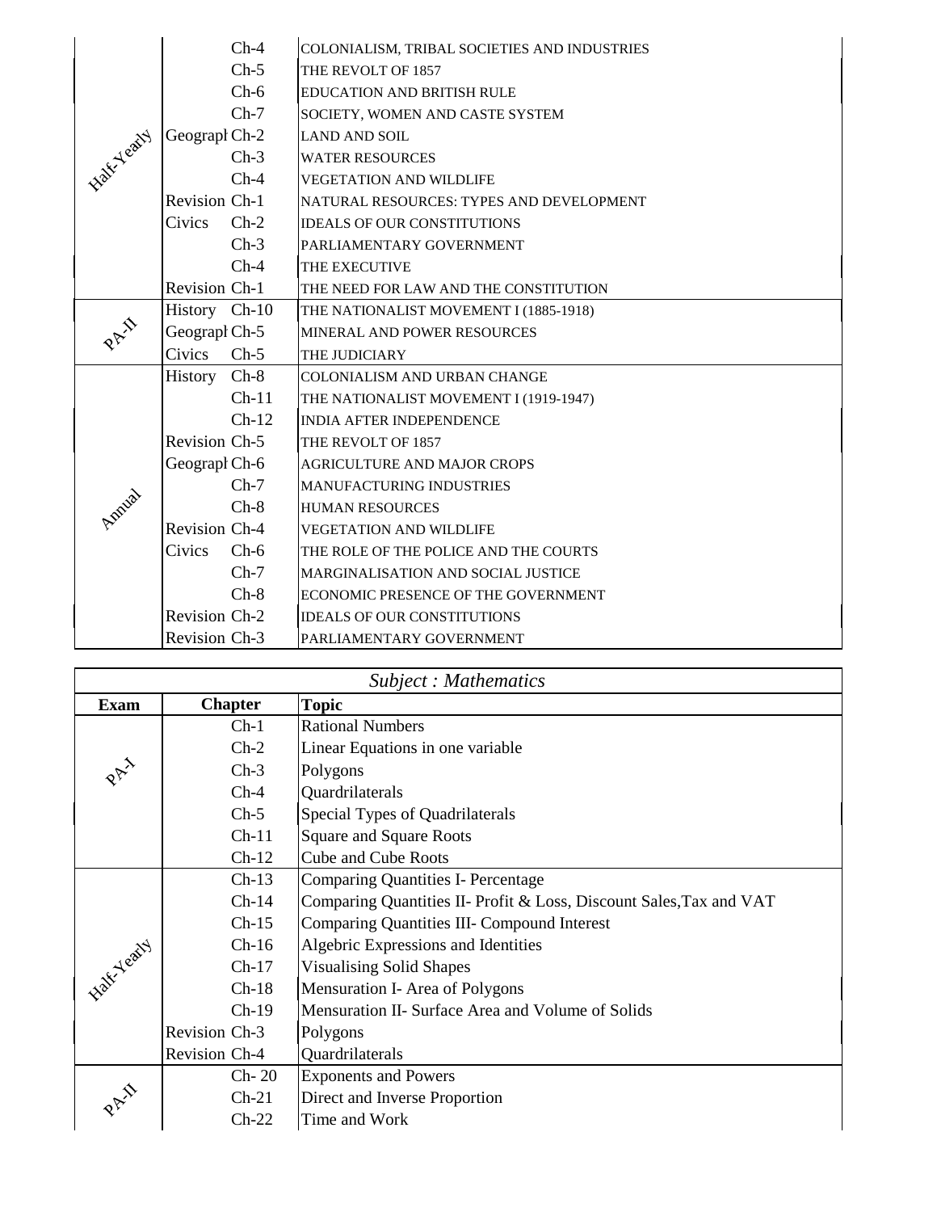| Exam | Subject | Chapter | Topic |
|---|---|---|---|
| Half-Yearly | | Ch-4 | COLONIALISM, TRIBAL SOCIETIES AND INDUSTRIES |
| | | Ch-5 | THE REVOLT OF 1857 |
| | | Ch-6 | EDUCATION AND BRITISH RULE |
| | | Ch-7 | SOCIETY, WOMEN AND CASTE SYSTEM |
| | Geograpl | Ch-2 | LAND AND SOIL |
| | | Ch-3 | WATER RESOURCES |
| | | Ch-4 | VEGETATION AND WILDLIFE |
| | Revision | Ch-1 | NATURAL RESOURCES: TYPES AND DEVELOPMENT |
| | Civics | Ch-2 | IDEALS OF OUR CONSTITUTIONS |
| | | Ch-3 | PARLIAMENTARY GOVERNMENT |
| | | Ch-4 | THE EXECUTIVE |
| | Revision | Ch-1 | THE NEED FOR LAW AND THE CONSTITUTION |
| PA-II | History | Ch-10 | THE NATIONALIST MOVEMENT I (1885-1918) |
| | Geograpl | Ch-5 | MINERAL AND POWER RESOURCES |
| | Civics | Ch-5 | THE JUDICIARY |
| Annual | History | Ch-8 | COLONIALISM AND URBAN CHANGE |
| | | Ch-11 | THE NATIONALIST MOVEMENT I (1919-1947) |
| | | Ch-12 | INDIA AFTER INDEPENDENCE |
| | Revision | Ch-5 | THE REVOLT OF 1857 |
| | Geograpl | Ch-6 | AGRICULTURE AND MAJOR CROPS |
| | | Ch-7 | MANUFACTURING INDUSTRIES |
| | | Ch-8 | HUMAN RESOURCES |
| | Revision | Ch-4 | VEGETATION AND WILDLIFE |
| | Civics | Ch-6 | THE ROLE OF THE POLICE AND THE COURTS |
| | | Ch-7 | MARGINALISATION AND SOCIAL JUSTICE |
| | | Ch-8 | ECONOMIC PRESENCE OF THE GOVERNMENT |
| | Revision | Ch-2 | IDEALS OF OUR CONSTITUTIONS |
| | Revision | Ch-3 | PARLIAMENTARY GOVERNMENT |

*Subject : Mathematics*

| Exam | Chapter | Topic |
|---|---|---|
| PA-I | Ch-1 | Rational Numbers |
| | Ch-2 | Linear Equations in one variable |
| | Ch-3 | Polygons |
| | Ch-4 | Quardrilaterals |
| | Ch-5 | Special Types of Quadrilaterals |
| | Ch-11 | Square and Square Roots |
| | Ch-12 | Cube and Cube Roots |
| Half-Yearly | Ch-13 | Comparing Quantities I- Percentage |
| | Ch-14 | Comparing Quantities II- Profit & Loss, Discount Sales,Tax and VAT |
| | Ch-15 | Comparing Quantities III- Compound Interest |
| | Ch-16 | Algebric Expressions and Identities |
| | Ch-17 | Visualising Solid Shapes |
| | Ch-18 | Mensuration I- Area of Polygons |
| | Ch-19 | Mensuration II- Surface Area and Volume of Solids |
| | Revision Ch-3 | Polygons |
| | Revision Ch-4 | Quardrilaterals |
| PA-II | Ch- 20 | Exponents and Powers |
| | Ch-21 | Direct and Inverse Proportion |
| | Ch-22 | Time and Work |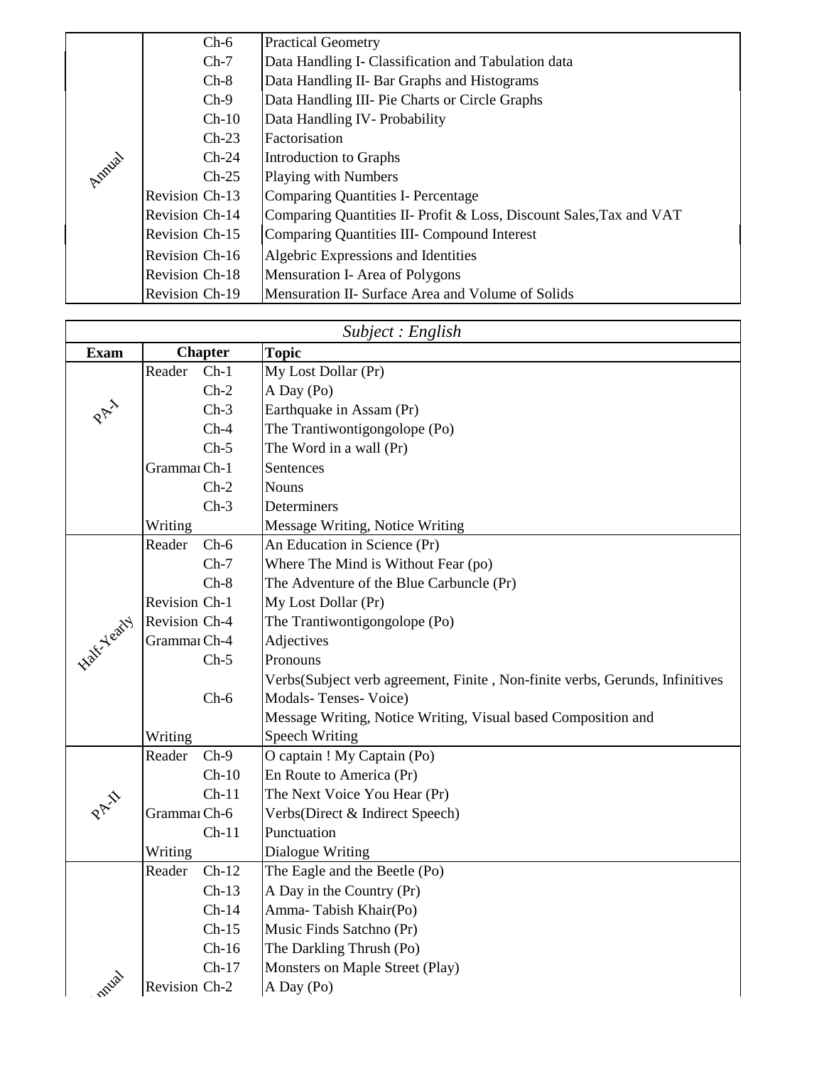| Exam | Chapter | | Topic |
|---|---|---|---|
| Annual | | Ch-6 | Practical Geometry |
| | | Ch-7 | Data Handling I- Classification and Tabulation data |
| | | Ch-8 | Data Handling II- Bar Graphs and Histograms |
| | | Ch-9 | Data Handling III- Pie Charts or Circle Graphs |
| | | Ch-10 | Data Handling IV- Probability |
| | | Ch-23 | Factorisation |
| | | Ch-24 | Introduction to Graphs |
| | | Ch-25 | Playing with Numbers |
| | Revision | Ch-13 | Comparing Quantities I- Percentage |
| | Revision | Ch-14 | Comparing Quantities II- Profit & Loss, Discount Sales,Tax and VAT |
| | Revision | Ch-15 | Comparing Quantities III- Compound Interest |
| | Revision | Ch-16 | Algebric Expressions and Identities |
| | Revision | Ch-18 | Mensuration I- Area of Polygons |
| | Revision | Ch-19 | Mensuration II- Surface Area and Volume of Solids |

*Subject : English*

| Exam | Chapter | | Topic |
|---|---|---|---|
| PA-I | Reader | Ch-1 | My Lost Dollar (Pr) |
| | | Ch-2 | A Day (Po) |
| | | Ch-3 | Earthquake in Assam (Pr) |
| | | Ch-4 | The Trantiwontigongolope (Po) |
| | | Ch-5 | The Word in a wall (Pr) |
| | Grammar | Ch-1 | Sentences |
| | | Ch-2 | Nouns |
| | | Ch-3 | Determiners |
| | Writing | | Message Writing, Notice Writing |
| Half-Yearly | Reader | Ch-6 | An Education in Science (Pr) |
| | | Ch-7 | Where The Mind is Without Fear (po) |
| | | Ch-8 | The Adventure of the Blue Carbuncle (Pr) |
| | Revision | Ch-1 | My Lost Dollar (Pr) |
| | Revision | Ch-4 | The Trantiwontigongolope (Po) |
| | Grammar | Ch-4 | Adjectives |
| | | Ch-5 | Pronouns |
| | | Ch-6 | Verbs(Subject verb agreement, Finite , Non-finite verbs, Gerunds, Infinitives Modals- Tenses- Voice) |
| | Writing | | Message Writing, Notice Writing, Visual based Composition and Speech Writing |
| PA-II | Reader | Ch-9 | O captain ! My Captain (Po) |
| | | Ch-10 | En Route to America (Pr) |
| | | Ch-11 | The Next Voice You Hear (Pr) |
| | Grammar | Ch-6 | Verbs(Direct & Indirect Speech) |
| | | Ch-11 | Punctuation |
| | Writing | | Dialogue Writing |
| Annual | Reader | Ch-12 | The Eagle and the Beetle (Po) |
| | | Ch-13 | A Day in the Country (Pr) |
| | | Ch-14 | Amma- Tabish Khair(Po) |
| | | Ch-15 | Music Finds Satchno (Pr) |
| | | Ch-16 | The Darkling Thrush (Po) |
| | | Ch-17 | Monsters on Maple Street (Play) |
| | Revision | Ch-2 | A Day (Po) |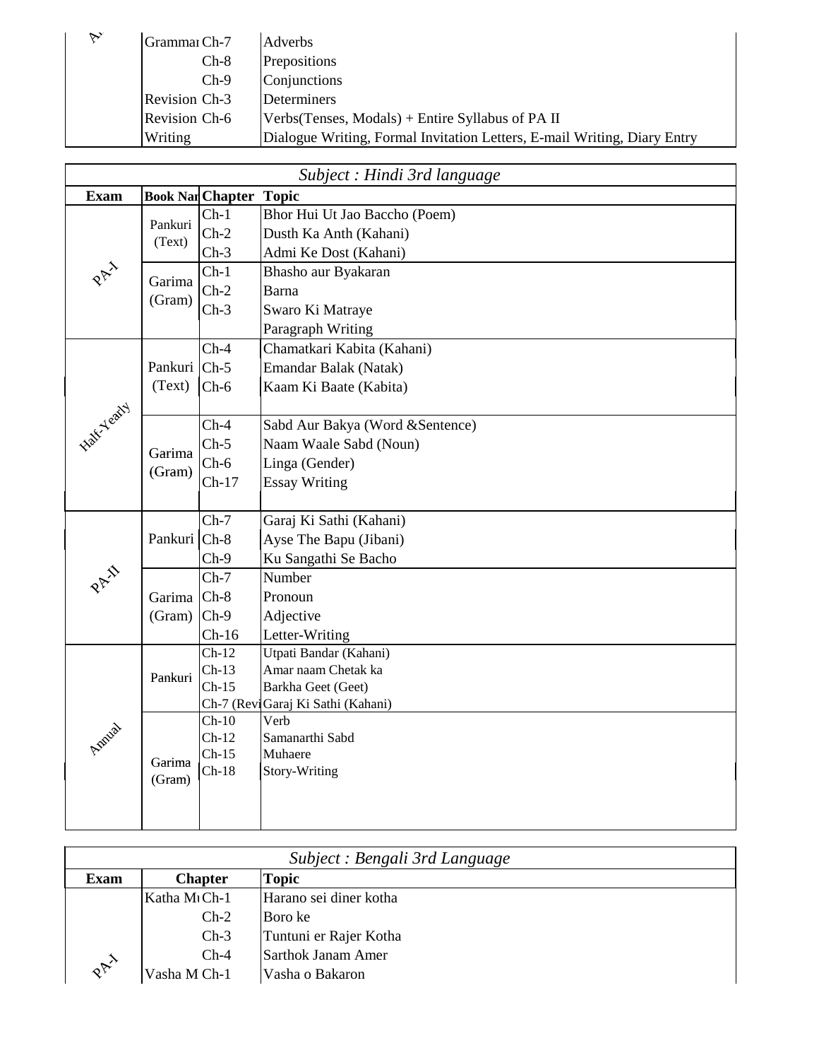| | | | |
|---|---|---|---|
| A | Grammar | Ch-7 | Adverbs |
| | | Ch-8 | Prepositions |
| | | Ch-9 | Conjunctions |
| | Revision | Ch-3 | Determiners |
| | Revision | Ch-6 | Verbs(Tenses, Modals) + Entire Syllabus of PA II |
| | Writing | | Dialogue Writing, Formal Invitation Letters, E-mail Writing, Diary Entry |

*Subject : Hindi 3rd language*

| Exam | Book Name | Chapter | Topic |
|---|---|---|---|
| PA-I | Pankuri (Text) | Ch-1 | Bhor Hui Ut Jao Baccho (Poem) |
| | | Ch-2 | Dusth Ka Anth (Kahani) |
| | | Ch-3 | Admi Ke Dost (Kahani) |
| | Garima (Gram) | Ch-1 | Bhasho aur Byakaran |
| | | Ch-2 | Barna |
| | | Ch-3 | Swaro Ki Matraye |
| | | | Paragraph Writing |
| Half-Yearly | Pankuri (Text) | Ch-4 | Chamatkari Kabita (Kahani) |
| | | Ch-5 | Emandar Balak (Natak) |
| | | Ch-6 | Kaam Ki Baate (Kabita) |
| | Garima (Gram) | Ch-4 | Sabd Aur Bakya (Word &Sentence) |
| | | Ch-5 | Naam Waale Sabd (Noun) |
| | | Ch-6 | Linga (Gender) |
| | | Ch-17 | Essay Writing |
| PA-II | Pankuri | Ch-7 | Garaj Ki Sathi (Kahani) |
| | | Ch-8 | Ayse The Bapu (Jibani) |
| | | Ch-9 | Ku Sangathi Se Bacho |
| | Garima (Gram) | Ch-7 | Number |
| | | Ch-8 | Pronoun |
| | | Ch-9 | Adjective |
| | | Ch-16 | Letter-Writing |
| Annual | Pankuri | Ch-12 | Utpati Bandar (Kahani) |
| | | Ch-13 | Amar naam Chetak ka |
| | | Ch-15 | Barkha Geet (Geet) |
| | | Ch-7 (Revi | Garaj Ki Sathi (Kahani) |
| | Garima (Gram) | Ch-10 | Verb |
| | | Ch-12 | Samanarthi Sabd |
| | | Ch-15 | Muhaere |
| | | Ch-18 | Story-Writing |

*Subject : Bengali 3rd Language*

| Exam | Chapter | | Topic |
|---|---|---|---|
| PA-I | Katha M | Ch-1 | Harano sei diner kotha |
| | | Ch-2 | Boro ke |
| | | Ch-3 | Tuntuni er Rajer Kotha |
| | | Ch-4 | Sarthok Janam Amer |
| | Vasha M | Ch-1 | Vasha o Bakaron |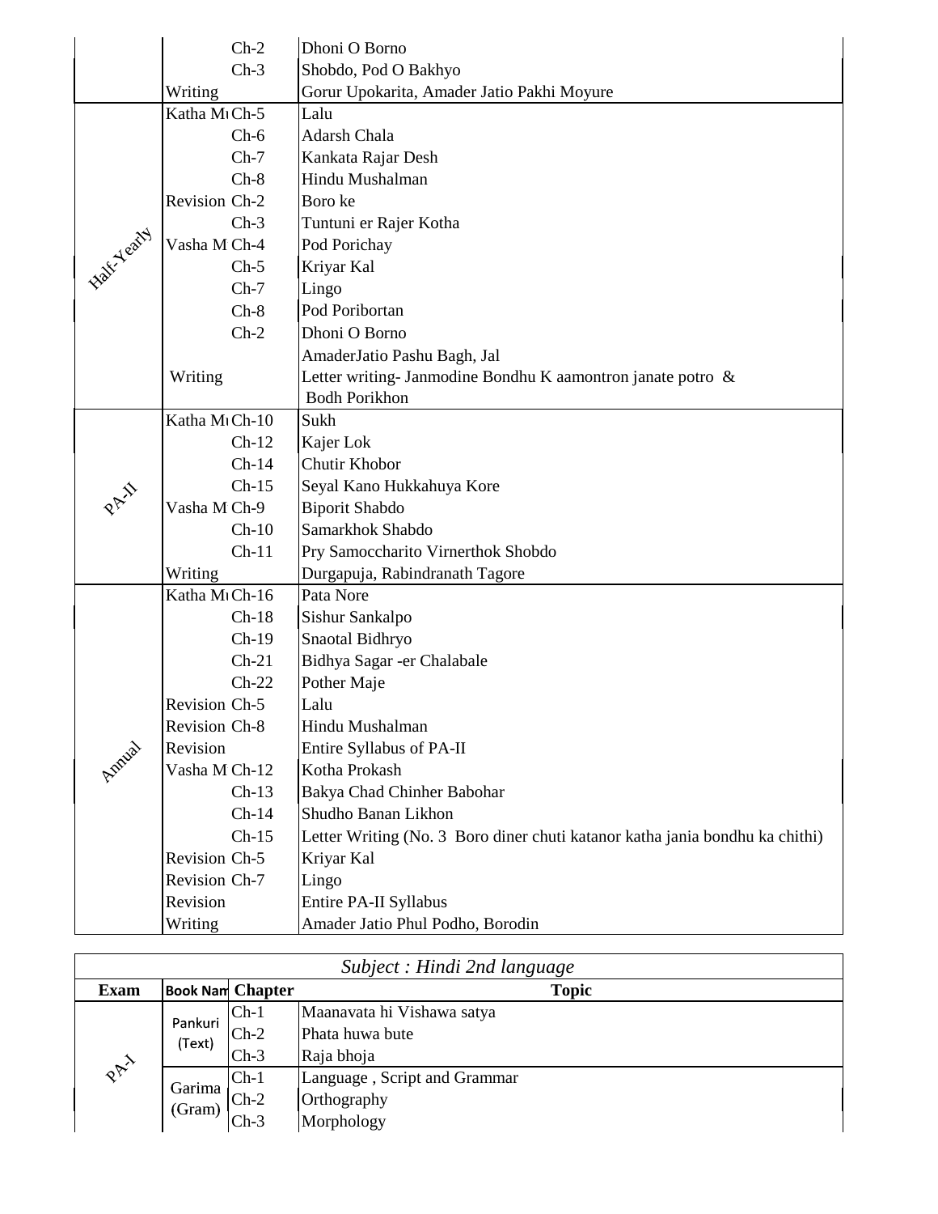| | | | |
|---|---|---|---|
| | | Ch-2 | Dhoni O Borno |
| | | Ch-3 | Shobdo, Pod O Bakhyo |
| | Writing | | Gorur Upokarita, Amader Jatio Pakhi Moyure |
| Half-Yearly | Katha M | Ch-5 | Lalu |
| | | Ch-6 | Adarsh Chala |
| | | Ch-7 | Kankata Rajar Desh |
| | | Ch-8 | Hindu Mushalman |
| | Revision | Ch-2 | Boro ke |
| | | Ch-3 | Tuntuni er Rajer Kotha |
| | Vasha M | Ch-4 | Pod Porichay |
| | | Ch-5 | Kriyar Kal |
| | | Ch-7 | Lingo |
| | | Ch-8 | Pod Poribortan |
| | | Ch-2 | Dhoni O Borno |
| | | | AmaderJatio Pashu Bagh, Jal |
| | Writing | | Letter writing- Janmodine Bondhu K aamontron janate potro & Bodh Porikhon |
| PA-II | Katha M | Ch-10 | Sukh |
| | | Ch-12 | Kajer Lok |
| | | Ch-14 | Chutir Khobor |
| | | Ch-15 | Seyal Kano Hukkahuya Kore |
| | Vasha M | Ch-9 | Biporit Shabdo |
| | | Ch-10 | Samarkhok Shabdo |
| | | Ch-11 | Pry Samoccharito Virnerthok Shobdo |
| | Writing | | Durgapuja, Rabindranath Tagore |
| Annual | Katha M | Ch-16 | Pata Nore |
| | | Ch-18 | Sishur Sankalpo |
| | | Ch-19 | Snaotal Bidhryo |
| | | Ch-21 | Bidhya Sagar -er Chalabale |
| | | Ch-22 | Pother Maje |
| | Revision | Ch-5 | Lalu |
| | Revision | Ch-8 | Hindu Mushalman |
| | Revision | | Entire Syllabus of PA-II |
| | Vasha M | Ch-12 | Kotha Prokash |
| | | Ch-13 | Bakya Chad Chinher Babohar |
| | | Ch-14 | Shudho Banan Likhon |
| | | Ch-15 | Letter Writing (No. 3 Boro diner chuti katanor katha jania bondhu ka chithi) |
| | Revision | Ch-5 | Kriyar Kal |
| | Revision | Ch-7 | Lingo |
| | Revision | | Entire PA-II Syllabus |
| | Writing | | Amader Jatio Phul Podho, Borodin |

*Subject : Hindi 2nd language*

| Exam | Book Nam | Chapter | Topic |
|---|---|---|---|
| PA-I | Pankuri (Text) | Ch-1 | Maanavata hi Vishawa satya |
| | | Ch-2 | Phata huwa bute |
| | | Ch-3 | Raja bhoja |
| | Garima (Gram) | Ch-1 | Language , Script and Grammar |
| | | Ch-2 | Orthography |
| | | Ch-3 | Morphology |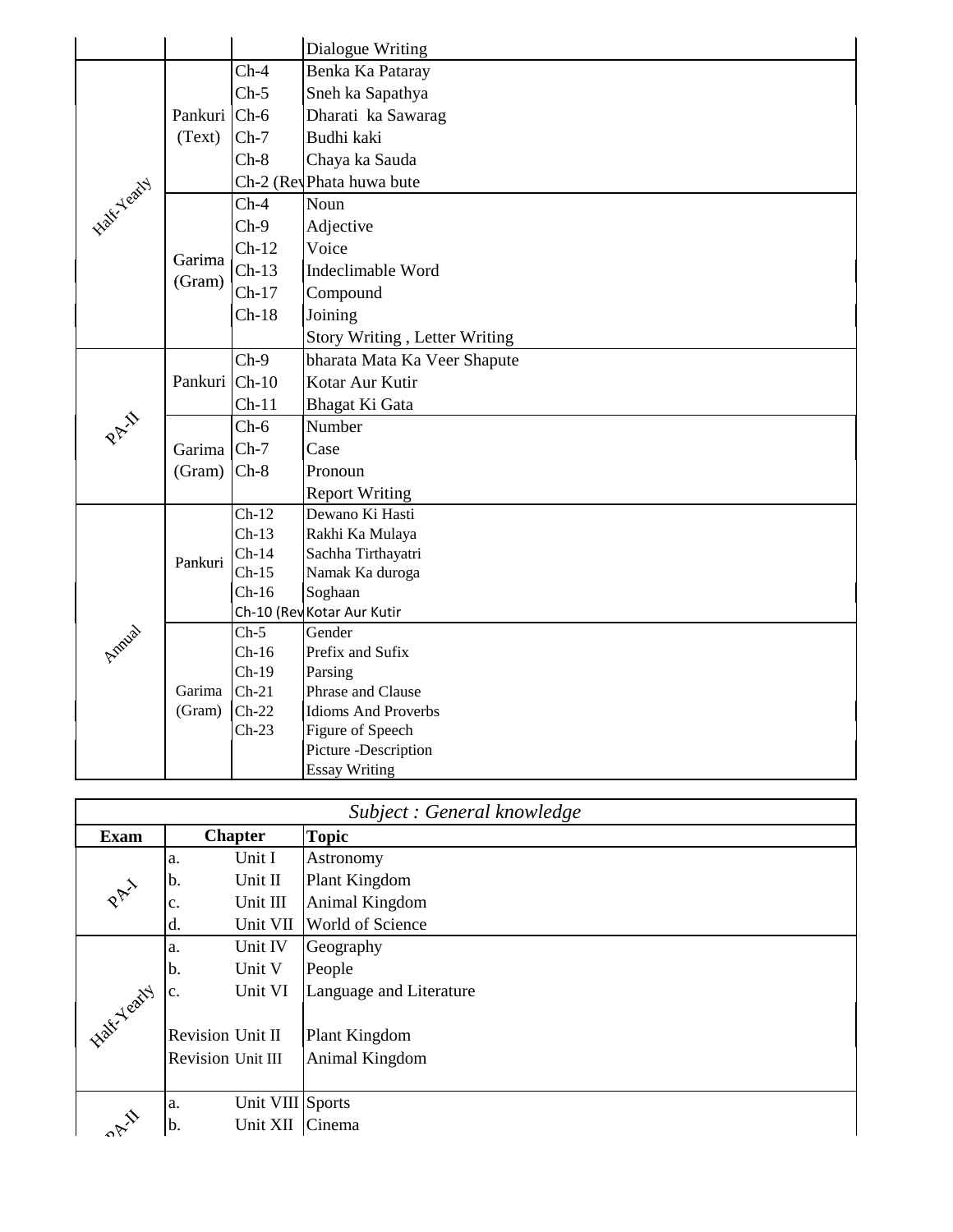| | | | Dialogue Writing |
|---|---|---|---|
| Half-Yearly | Pankuri (Text) | Ch-4 | Benka Ka Pataray |
| | | Ch-5 | Sneh ka Sapathya |
| | | Ch-6 | Dharati ka Sawarag |
| | | Ch-7 | Budhi kaki |
| | | Ch-8 | Chaya ka Sauda |
| | | Ch-2 (Rev | Phata huwa bute |
| | Garima (Gram) | Ch-4 | Noun |
| | | Ch-9 | Adjective |
| | | Ch-12 | Voice |
| | | Ch-13 | Indeclimable Word |
| | | Ch-17 | Compound |
| | | Ch-18 | Joining |
| | | | Story Writing , Letter Writing |
| PA-II | Pankuri | Ch-9 | bharata Mata Ka Veer Shapute |
| | | Ch-10 | Kotar Aur Kutir |
| | | Ch-11 | Bhagat Ki Gata |
| | Garima (Gram) | Ch-6 | Number |
| | | Ch-7 | Case |
| | | Ch-8 | Pronoun |
| | | | Report Writing |
| Annual | Pankuri | Ch-12 | Dewano Ki Hasti |
| | | Ch-13 | Rakhi Ka Mulaya |
| | | Ch-14 | Sachha Tirthayatri |
| | | Ch-15 | Namak Ka duroga |
| | | Ch-16 | Soghaan |
| | | Ch-10 (Rev | Kotar Aur Kutir |
| | Garima (Gram) | Ch-5 | Gender |
| | | Ch-16 | Prefix and Sufix |
| | | Ch-19 | Parsing |
| | | Ch-21 | Phrase and Clause |
| | | Ch-22 | Idioms And Proverbs |
| | | Ch-23 | Figure of Speech |
| | | | Picture -Description |
| | | | Essay Writing |

*Subject : General knowledge*

| Exam | Chapter | | Topic |
|---|---|---|---|
| PA-I | a. | Unit I | Astronomy |
| | b. | Unit II | Plant Kingdom |
| | c. | Unit III | Animal Kingdom |
| | d. | Unit VII | World of Science |
| Half-Yearly | a. | Unit IV | Geography |
| | b. | Unit V | People |
| | c. | Unit VI | Language and Literature |
| | Revision | Unit II | Plant Kingdom |
| | Revision | Unit III | Animal Kingdom |
| PA-II | a. | Unit VIII | Sports |
| | b. | Unit XII | Cinema |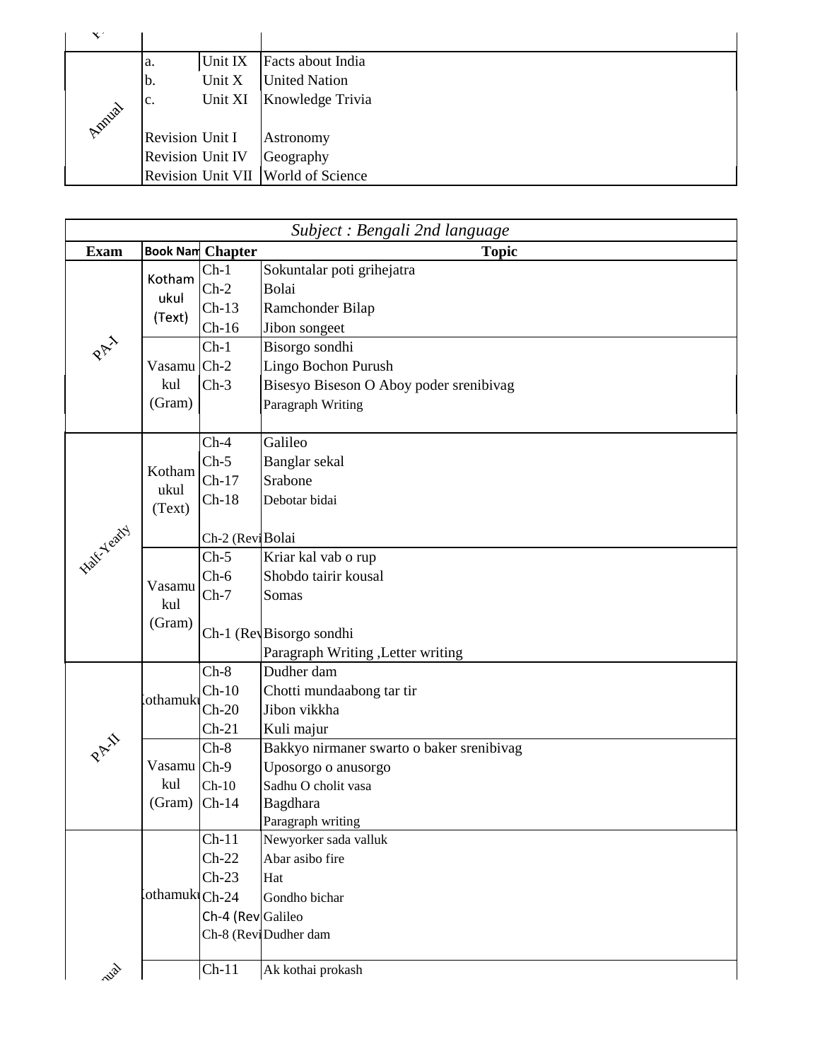| | | | |
|---|---|---|---|
| Annual | a. | Unit IX | Facts about India |
| | b. | Unit X | United Nation |
| | c. | Unit XI | Knowledge Trivia |
| | Revision | Unit I | Astronomy |
| | Revision | Unit IV | Geography |
| | Revision | Unit VII | World of Science |

*Subject : Bengali 2nd language*

| Exam | Book Nam | Chapter | Topic |
|---|---|---|---|
| PA-I | Kothamukul (Text) | Ch-1 | Sokuntalar poti grihejatra |
| | | Ch-2 | Bolai |
| | | Ch-13 | Ramchonder Bilap |
| | | Ch-16 | Jibon songeet |
| | Vasamukul (Gram) | Ch-1 | Bisorgo sondhi |
| | | Ch-2 | Lingo Bochon Purush |
| | | Ch-3 | Bisesyo Biseson O Aboy poder srenibivag |
| | | | Paragraph Writing |
| Half-Yearly | Kothamukul (Text) | Ch-4 | Galileo |
| | | Ch-5 | Banglar sekal |
| | | Ch-17 | Srabone |
| | | Ch-18 | Debotar bidai |
| | | Ch-2 (Revi | Bolai |
| | Vasamukul (Gram) | Ch-5 | Kriar kal vab o rup |
| | | Ch-6 | Shobdo tairir kousal |
| | | Ch-7 | Somas |
| | | Ch-1 (Rev | Bisorgo sondhi |
| | | | Paragraph Writing ,Letter writing |
| PA-II | Kothamuku | Ch-8 | Dudher dam |
| | | Ch-10 | Chotti mundaabong tar tir |
| | | Ch-20 | Jibon vikkha |
| | | Ch-21 | Kuli majur |
| | Vasamukul (Gram) | Ch-8 | Bakkyo nirmaner swarto o baker srenibivag |
| | | Ch-9 | Uposorgo o anusorgo |
| | | Ch-10 | Sadhu O cholit vasa |
| | | Ch-14 | Bagdhara |
| | | | Paragraph writing |
| Annual | Kothamuku | Ch-11 | Newyorker sada valluk |
| | | Ch-22 | Abar asibo fire |
| | | Ch-23 | Hat |
| | | Ch-24 | Gondho bichar |
| | | Ch-4 (Rev | Galileo |
| | | Ch-8 (Revi | Dudher dam |
| | | Ch-11 | Ak kothai prokash |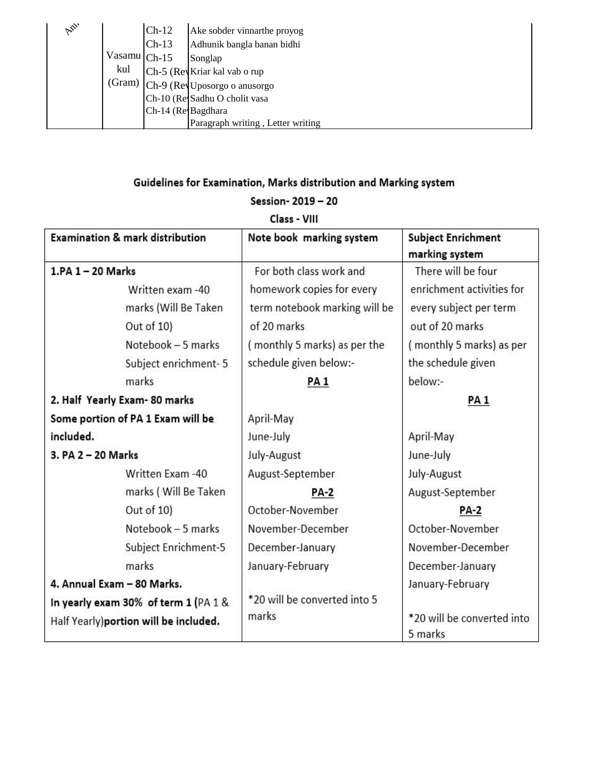| | | | |
|---|---|---|---|
| Anı | Vasamukul (Gram) | Ch-12 | Ake sobder vinnarthe proyog |
| | | Ch-13 | Adhunik bangla banan bidhi |
| | | Ch-15 | Songlap |
| | | Ch-5 (Rev | Kriar kal vab o rup |
| | | Ch-9 (Rev | Uposorgo o anusorgo |
| | | Ch-10 (Re | Sadhu O cholit vasa |
| | | Ch-14 (Re | Bagdhara |
| | | | Paragraph writing , Letter writing |

## Guidelines for Examination, Marks distribution and Marking system

**Session- 2019 – 20**

**Class - VIII**

| Examination & mark distribution | Note book marking system | Subject Enrichment marking system |
|---|---|---|
| **1.PA 1 – 20 Marks**<br>Written exam -40 marks (Will Be Taken Out of 10)<br>Notebook – 5 marks<br>Subject enrichment- 5 marks<br>**2. Half Yearly Exam- 80 marks**<br>**Some portion of PA 1 Exam will be included.**<br>**3. PA 2 – 20 Marks**<br>Written Exam -40 marks ( Will Be Taken Out of 10)<br>Notebook – 5 marks<br>Subject Enrichment-5 marks<br>**4. Annual Exam – 80 Marks.**<br>**In yearly exam 30% of term 1 (**PA 1 & Half Yearly)**portion will be included.** | For both class work and homework copies for every term notebook marking will be of 20 marks<br>( monthly 5 marks) as per the schedule given below:-<br>**PA 1**<br>April-May<br>June-July<br>July-August<br>August-September<br>**PA-2**<br>October-November<br>November-December<br>December-January<br>January-February<br><br>*20 will be converted into 5 marks | There will be four enrichment activities for every subject per term out of 20 marks<br>( monthly 5 marks) as per the schedule given below:-<br>**PA 1**<br>April-May<br>June-July<br>July-August<br>August-September<br>**PA-2**<br>October-November<br>November-December<br>December-January<br>January-February<br><br>*20 will be converted into 5 marks |